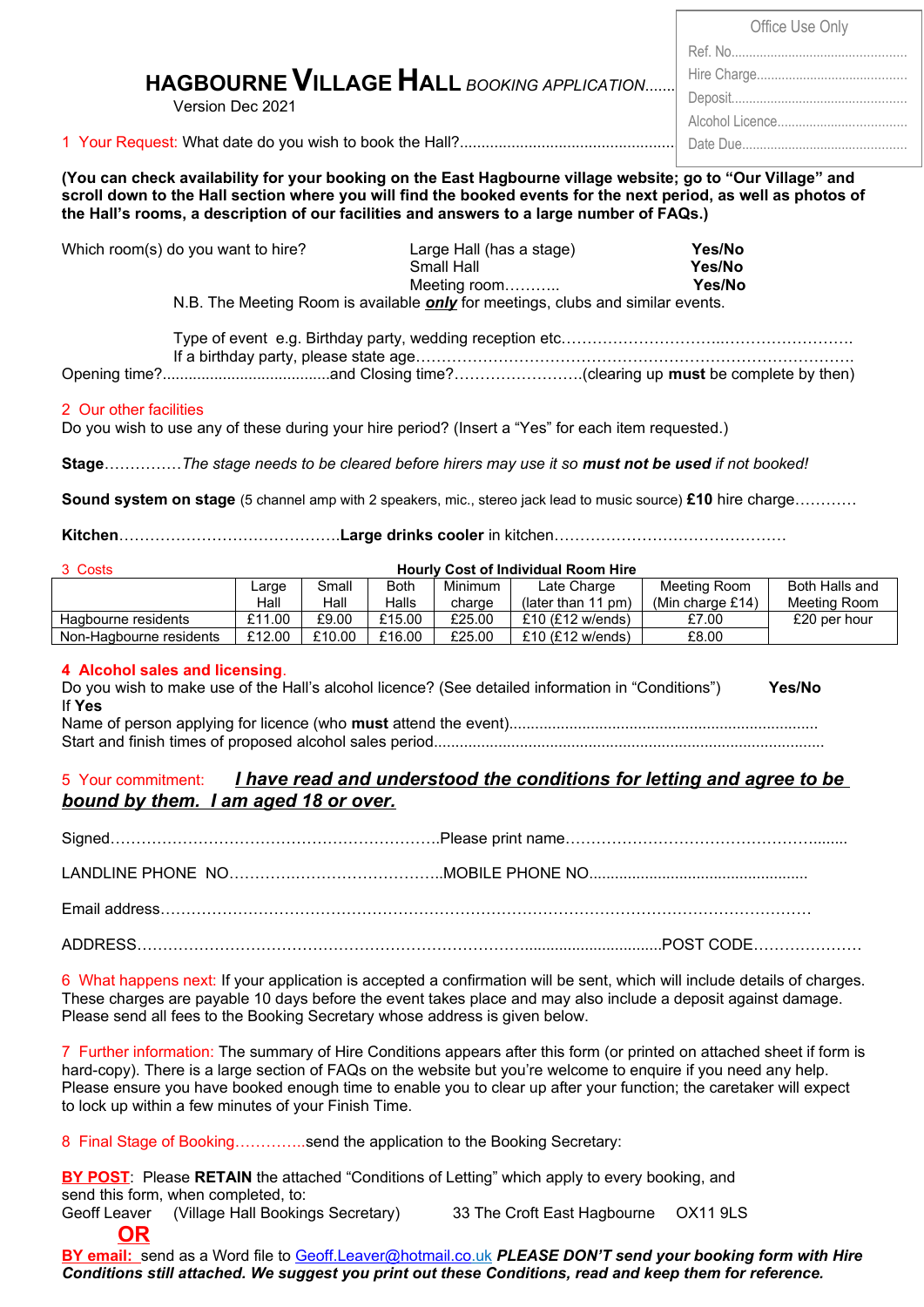| Office Use Only |
| --- |
| Ref. No................................................ |
| Hire Charge......................................... |
| Deposit................................................ |
| Alcohol Licence.................................... |
| Date Due............................................. |

# HAGBOURNE VILLAGE HALL *BOOKING APPLICATION*.......

Version Dec 2021

1 Your Request: What date do you wish to book the Hall?.................................................

**(You can check availability for your booking on the East Hagbourne village website; go to "Our Village" and scroll down to the Hall section where you will find the booked events for the next period, as well as photos of the Hall's rooms, a description of our facilities and answers to a large number of FAQs.)**

Which room(s) do you want to hire?

Large Hall (has a stage) **Yes/No**
Small Hall **Yes/No**
Meeting room……….. **Yes/No**

N.B. The Meeting Room is available ***only*** for meetings, clubs and similar events.

Type of event e.g. Birthday party, wedding reception etc………………………..……………………
If a birthday party, please state age…………………………………………………………………………
Opening time?.......................................and Closing time?…………………….(clearing up **must** be complete by then)

2 Our other facilities

Do you wish to use any of these during your hire period? (Insert a "Yes" for each item requested.)

**Stage**……………*The stage needs to be cleared before hirers may use it so **must not be used** if not booked!*

**Sound system on stage** (5 channel amp with 2 speakers, mic., stereo jack lead to music source) **£10** hire charge…………

**Kitchen**…………………………………….**Large drinks cooler** in kitchen………………………………………

3 Costs

**Hourly Cost of Individual Room Hire**

| | Large Hall | Small Hall | Both Halls | Minimum charge | Late Charge (later than 11 pm) | Meeting Room (Min charge £14) | Both Halls and Meeting Room |
| --- | --- | --- | --- | --- | --- | --- | --- |
| Hagbourne residents | £11.00 | £9.00 | £15.00 | £25.00 | £10 (£12 w/ends) | £7.00 | £20 per hour |
| Non-Hagbourne residents | £12.00 | £10.00 | £16.00 | £25.00 | £10 (£12 w/ends) | £8.00 | |

**4 Alcohol sales and licensing**.

Do you wish to make use of the Hall's alcohol licence? (See detailed information in "Conditions") **Yes/No**

If **Yes**

Name of person applying for licence (who **must** attend the event).......................................................................
Start and finish times of proposed alcohol sales period.........................................................................................

5 Your commitment: ***I have read and understood the conditions for letting and agree to be bound by them. I am aged 18 or over.***

Signed……………………………………………………….Please print name……………………………………........

LANDLINE PHONE NO……….…………………………..MOBILE PHONE NO..................................................

Email address………………………………………………………………………………………………………

ADDRESS…………………………………………………………………...............................POST CODE…………………

6 What happens next: If your application is accepted a confirmation will be sent, which will include details of charges. These charges are payable 10 days before the event takes place and may also include a deposit against damage. Please send all fees to the Booking Secretary whose address is given below.

7 Further information: The summary of Hire Conditions appears after this form (or printed on attached sheet if form is hard-copy). There is a large section of FAQs on the website but you're welcome to enquire if you need any help. Please ensure you have booked enough time to enable you to clear up after your function; the caretaker will expect to lock up within a few minutes of your Finish Time.

8 Final Stage of Booking…………..send the application to the Booking Secretary:

**BY POST**: Please **RETAIN** the attached "Conditions of Letting" which apply to every booking, and send this form, when completed, to:
Geoff Leaver (Village Hall Bookings Secretary) 33 The Croft East Hagbourne OX11 9LS

**OR**

**BY email:** send as a Word file to Geoff.Leaver@hotmail.co.uk ***PLEASE DON'T send your booking form with Hire Conditions still attached. We suggest you print out these Conditions, read and keep them for reference.***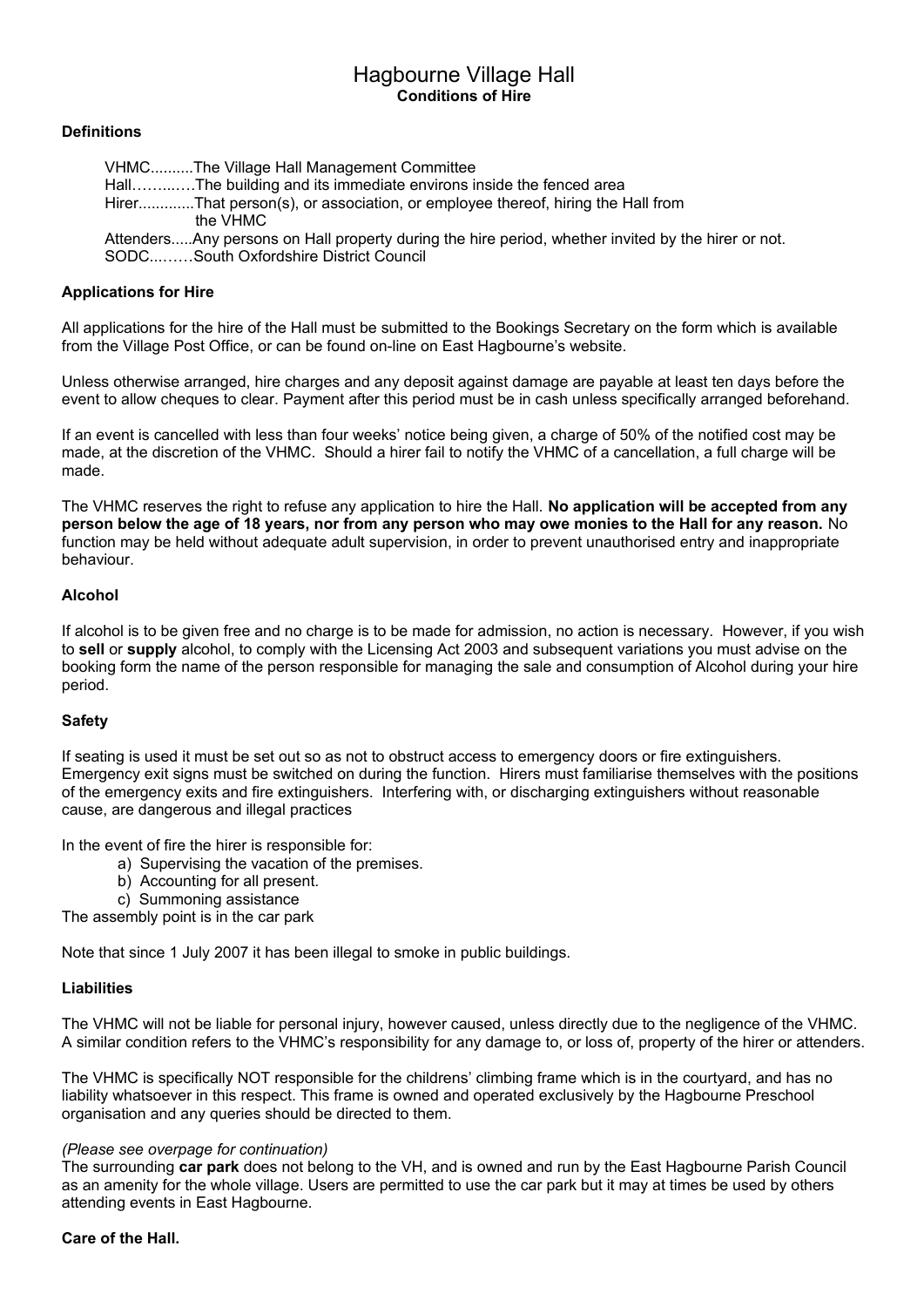# Hagbourne Village Hall

**Conditions of Hire**

**Definitions**

VHMC..........The Village Hall Management Committee
Hall……...…The building and its immediate environs inside the fenced area
Hirer.............That person(s), or association, or employee thereof, hiring the Hall from the VHMC
Attenders.....Any persons on Hall property during the hire period, whether invited by the hirer or not.
SODC...……South Oxfordshire District Council

**Applications for Hire**

All applications for the hire of the Hall must be submitted to the Bookings Secretary on the form which is available from the Village Post Office, or can be found on-line on East Hagbourne's website.

Unless otherwise arranged, hire charges and any deposit against damage are payable at least ten days before the event to allow cheques to clear. Payment after this period must be in cash unless specifically arranged beforehand.

If an event is cancelled with less than four weeks' notice being given, a charge of 50% of the notified cost may be made, at the discretion of the VHMC. Should a hirer fail to notify the VHMC of a cancellation, a full charge will be made.

The VHMC reserves the right to refuse any application to hire the Hall. **No application will be accepted from any person below the age of 18 years, nor from any person who may owe monies to the Hall for any reason.** No function may be held without adequate adult supervision, in order to prevent unauthorised entry and inappropriate behaviour.

**Alcohol**

If alcohol is to be given free and no charge is to be made for admission, no action is necessary. However, if you wish to **sell** or **supply** alcohol, to comply with the Licensing Act 2003 and subsequent variations you must advise on the booking form the name of the person responsible for managing the sale and consumption of Alcohol during your hire period.

**Safety**

If seating is used it must be set out so as not to obstruct access to emergency doors or fire extinguishers. Emergency exit signs must be switched on during the function. Hirers must familiarise themselves with the positions of the emergency exits and fire extinguishers. Interfering with, or discharging extinguishers without reasonable cause, are dangerous and illegal practices

In the event of fire the hirer is responsible for:

a) Supervising the vacation of the premises.
b) Accounting for all present.
c) Summoning assistance

The assembly point is in the car park

Note that since 1 July 2007 it has been illegal to smoke in public buildings.

**Liabilities**

The VHMC will not be liable for personal injury, however caused, unless directly due to the negligence of the VHMC. A similar condition refers to the VHMC's responsibility for any damage to, or loss of, property of the hirer or attenders.

The VHMC is specifically NOT responsible for the childrens' climbing frame which is in the courtyard, and has no liability whatsoever in this respect. This frame is owned and operated exclusively by the Hagbourne Preschool organisation and any queries should be directed to them.

*(Please see overpage for continuation)*

The surrounding **car park** does not belong to the VH, and is owned and run by the East Hagbourne Parish Council as an amenity for the whole village. Users are permitted to use the car park but it may at times be used by others attending events in East Hagbourne.

**Care of the Hall.**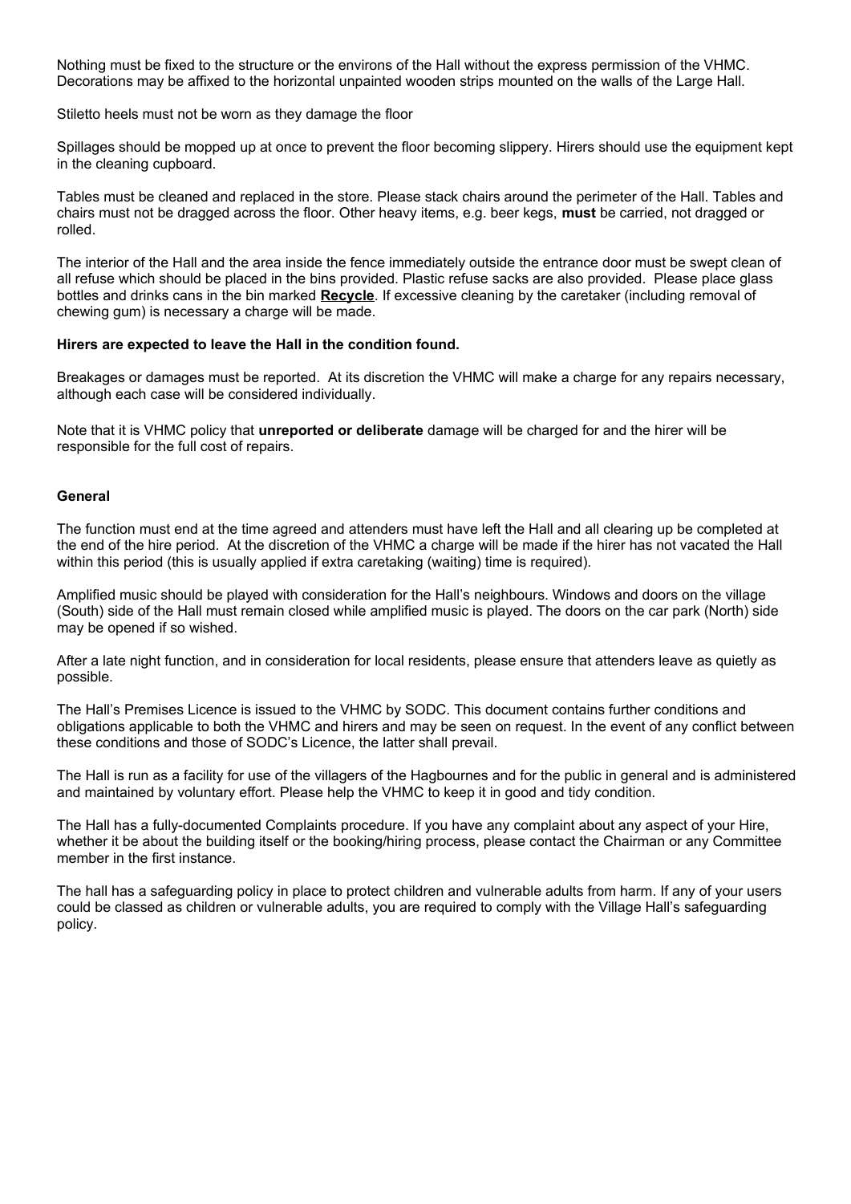Nothing must be fixed to the structure or the environs of the Hall without the express permission of the VHMC. Decorations may be affixed to the horizontal unpainted wooden strips mounted on the walls of the Large Hall.

Stiletto heels must not be worn as they damage the floor

Spillages should be mopped up at once to prevent the floor becoming slippery. Hirers should use the equipment kept in the cleaning cupboard.

Tables must be cleaned and replaced in the store. Please stack chairs around the perimeter of the Hall. Tables and chairs must not be dragged across the floor. Other heavy items, e.g. beer kegs, **must** be carried, not dragged or rolled.

The interior of the Hall and the area inside the fence immediately outside the entrance door must be swept clean of all refuse which should be placed in the bins provided. Plastic refuse sacks are also provided. Please place glass bottles and drinks cans in the bin marked **Recycle**. If excessive cleaning by the caretaker (including removal of chewing gum) is necessary a charge will be made.

**Hirers are expected to leave the Hall in the condition found.**

Breakages or damages must be reported. At its discretion the VHMC will make a charge for any repairs necessary, although each case will be considered individually.

Note that it is VHMC policy that **unreported or deliberate** damage will be charged for and the hirer will be responsible for the full cost of repairs.

**General**

The function must end at the time agreed and attenders must have left the Hall and all clearing up be completed at the end of the hire period. At the discretion of the VHMC a charge will be made if the hirer has not vacated the Hall within this period (this is usually applied if extra caretaking (waiting) time is required).

Amplified music should be played with consideration for the Hall's neighbours. Windows and doors on the village (South) side of the Hall must remain closed while amplified music is played. The doors on the car park (North) side may be opened if so wished.

After a late night function, and in consideration for local residents, please ensure that attenders leave as quietly as possible.

The Hall's Premises Licence is issued to the VHMC by SODC. This document contains further conditions and obligations applicable to both the VHMC and hirers and may be seen on request. In the event of any conflict between these conditions and those of SODC's Licence, the latter shall prevail.

The Hall is run as a facility for use of the villagers of the Hagbournes and for the public in general and is administered and maintained by voluntary effort. Please help the VHMC to keep it in good and tidy condition.

The Hall has a fully-documented Complaints procedure. If you have any complaint about any aspect of your Hire, whether it be about the building itself or the booking/hiring process, please contact the Chairman or any Committee member in the first instance.

The hall has a safeguarding policy in place to protect children and vulnerable adults from harm. If any of your users could be classed as children or vulnerable adults, you are required to comply with the Village Hall's safeguarding policy.